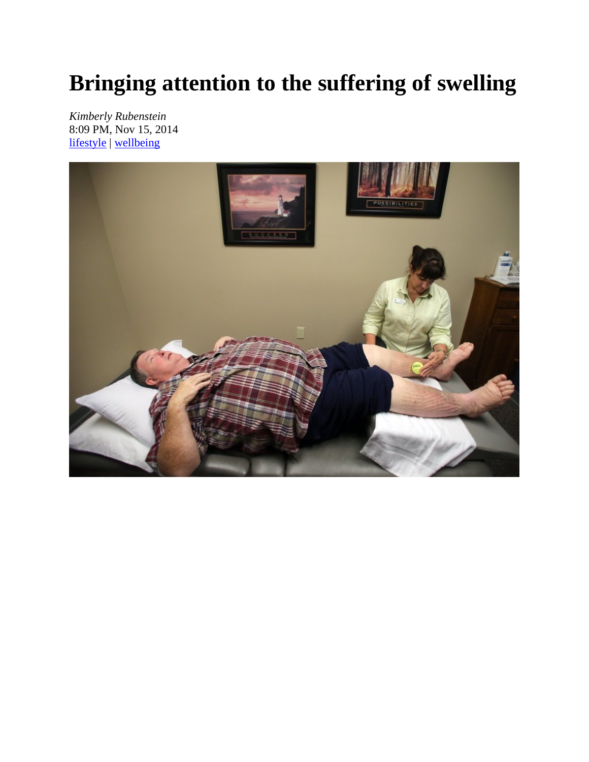# Bringing attention to the suffering of swelling

*Kimberly Rubenstein*
8:09 PM, Nov 15, 2014
lifestyle | wellbeing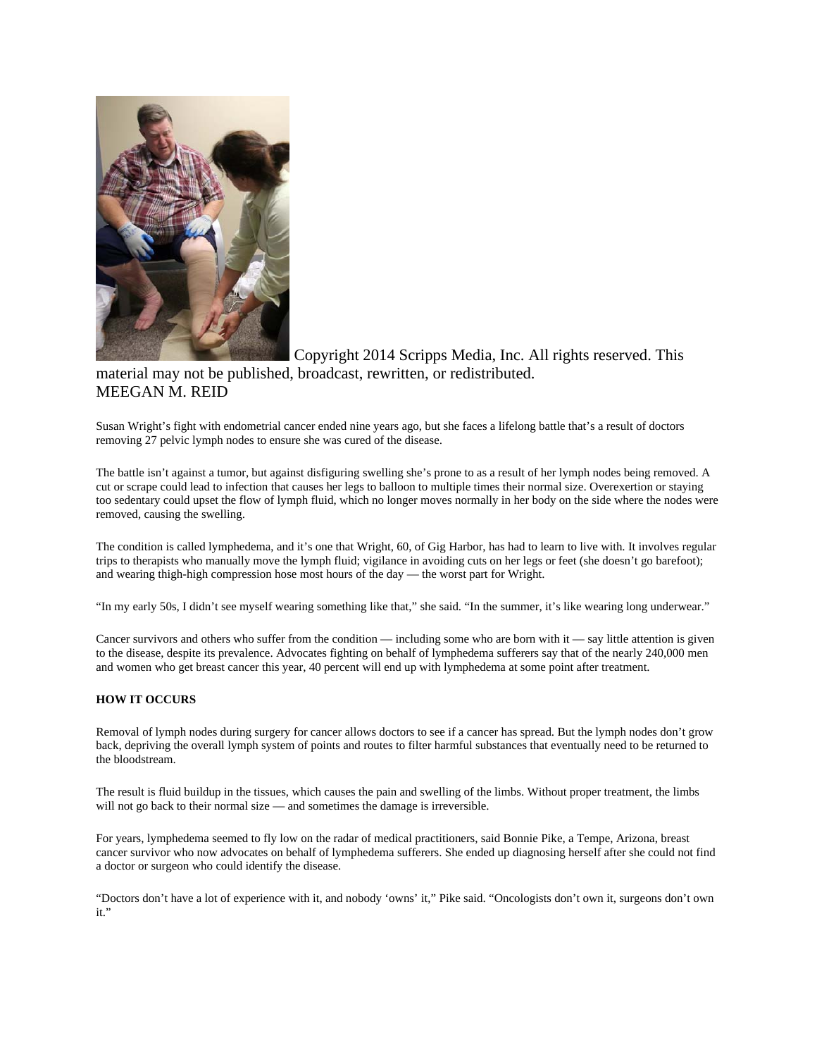Copyright 2014 Scripps Media, Inc. All rights reserved. This material may not be published, broadcast, rewritten, or redistributed.
MEEGAN M. REID

Susan Wright's fight with endometrial cancer ended nine years ago, but she faces a lifelong battle that's a result of doctors removing 27 pelvic lymph nodes to ensure she was cured of the disease.

The battle isn't against a tumor, but against disfiguring swelling she's prone to as a result of her lymph nodes being removed. A cut or scrape could lead to infection that causes her legs to balloon to multiple times their normal size. Overexertion or staying too sedentary could upset the flow of lymph fluid, which no longer moves normally in her body on the side where the nodes were removed, causing the swelling.

The condition is called lymphedema, and it's one that Wright, 60, of Gig Harbor, has had to learn to live with. It involves regular trips to therapists who manually move the lymph fluid; vigilance in avoiding cuts on her legs or feet (she doesn't go barefoot); and wearing thigh-high compression hose most hours of the day — the worst part for Wright.

"In my early 50s, I didn't see myself wearing something like that," she said. "In the summer, it's like wearing long underwear."

Cancer survivors and others who suffer from the condition — including some who are born with it — say little attention is given to the disease, despite its prevalence. Advocates fighting on behalf of lymphedema sufferers say that of the nearly 240,000 men and women who get breast cancer this year, 40 percent will end up with lymphedema at some point after treatment.

**HOW IT OCCURS**

Removal of lymph nodes during surgery for cancer allows doctors to see if a cancer has spread. But the lymph nodes don't grow back, depriving the overall lymph system of points and routes to filter harmful substances that eventually need to be returned to the bloodstream.

The result is fluid buildup in the tissues, which causes the pain and swelling of the limbs. Without proper treatment, the limbs will not go back to their normal size — and sometimes the damage is irreversible.

For years, lymphedema seemed to fly low on the radar of medical practitioners, said Bonnie Pike, a Tempe, Arizona, breast cancer survivor who now advocates on behalf of lymphedema sufferers. She ended up diagnosing herself after she could not find a doctor or surgeon who could identify the disease.

"Doctors don't have a lot of experience with it, and nobody 'owns' it," Pike said. "Oncologists don't own it, surgeons don't own it."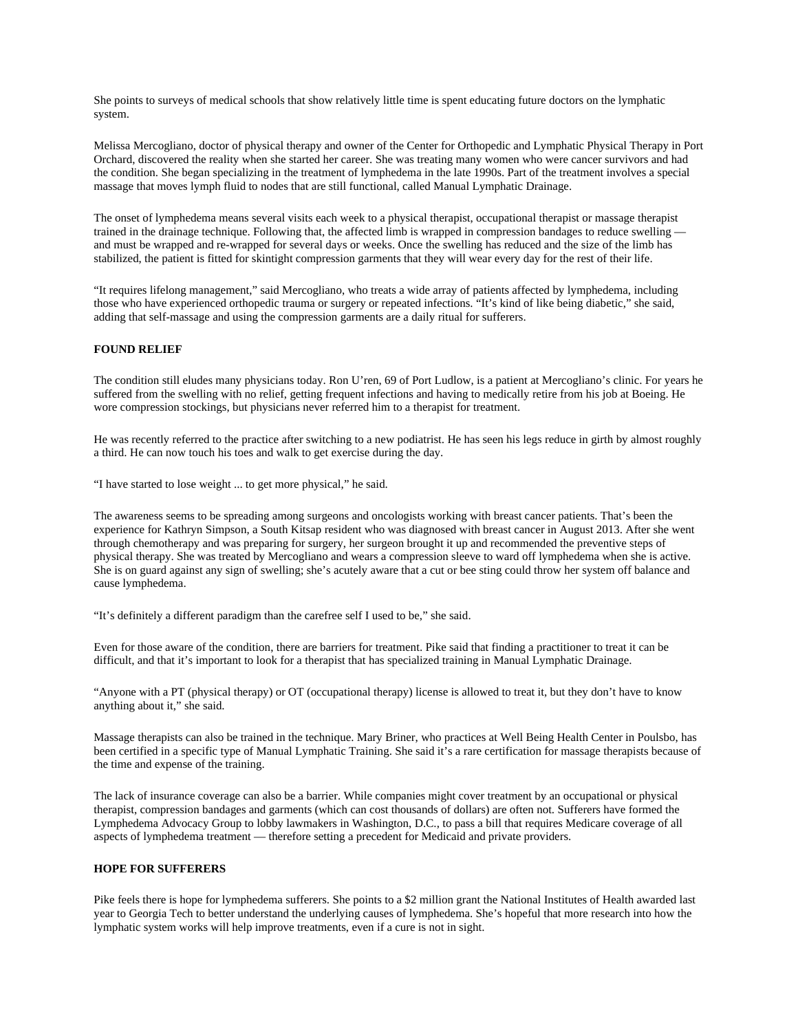She points to surveys of medical schools that show relatively little time is spent educating future doctors on the lymphatic system.

Melissa Mercogliano, doctor of physical therapy and owner of the Center for Orthopedic and Lymphatic Physical Therapy in Port Orchard, discovered the reality when she started her career. She was treating many women who were cancer survivors and had the condition. She began specializing in the treatment of lymphedema in the late 1990s. Part of the treatment involves a special massage that moves lymph fluid to nodes that are still functional, called Manual Lymphatic Drainage.

The onset of lymphedema means several visits each week to a physical therapist, occupational therapist or massage therapist trained in the drainage technique. Following that, the affected limb is wrapped in compression bandages to reduce swelling — and must be wrapped and re-wrapped for several days or weeks. Once the swelling has reduced and the size of the limb has stabilized, the patient is fitted for skintight compression garments that they will wear every day for the rest of their life.

"It requires lifelong management," said Mercogliano, who treats a wide array of patients affected by lymphedema, including those who have experienced orthopedic trauma or surgery or repeated infections. "It's kind of like being diabetic," she said, adding that self-massage and using the compression garments are a daily ritual for sufferers.

**FOUND RELIEF**

The condition still eludes many physicians today. Ron U'ren, 69 of Port Ludlow, is a patient at Mercogliano's clinic. For years he suffered from the swelling with no relief, getting frequent infections and having to medically retire from his job at Boeing. He wore compression stockings, but physicians never referred him to a therapist for treatment.

He was recently referred to the practice after switching to a new podiatrist. He has seen his legs reduce in girth by almost roughly a third. He can now touch his toes and walk to get exercise during the day.

"I have started to lose weight ... to get more physical," he said.

The awareness seems to be spreading among surgeons and oncologists working with breast cancer patients. That's been the experience for Kathryn Simpson, a South Kitsap resident who was diagnosed with breast cancer in August 2013. After she went through chemotherapy and was preparing for surgery, her surgeon brought it up and recommended the preventive steps of physical therapy. She was treated by Mercogliano and wears a compression sleeve to ward off lymphedema when she is active. She is on guard against any sign of swelling; she's acutely aware that a cut or bee sting could throw her system off balance and cause lymphedema.

"It's definitely a different paradigm than the carefree self I used to be," she said.

Even for those aware of the condition, there are barriers for treatment. Pike said that finding a practitioner to treat it can be difficult, and that it's important to look for a therapist that has specialized training in Manual Lymphatic Drainage.

"Anyone with a PT (physical therapy) or OT (occupational therapy) license is allowed to treat it, but they don't have to know anything about it," she said.

Massage therapists can also be trained in the technique. Mary Briner, who practices at Well Being Health Center in Poulsbo, has been certified in a specific type of Manual Lymphatic Training. She said it's a rare certification for massage therapists because of the time and expense of the training.

The lack of insurance coverage can also be a barrier. While companies might cover treatment by an occupational or physical therapist, compression bandages and garments (which can cost thousands of dollars) are often not. Sufferers have formed the Lymphedema Advocacy Group to lobby lawmakers in Washington, D.C., to pass a bill that requires Medicare coverage of all aspects of lymphedema treatment — therefore setting a precedent for Medicaid and private providers.

**HOPE FOR SUFFERERS**

Pike feels there is hope for lymphedema sufferers. She points to a $2 million grant the National Institutes of Health awarded last year to Georgia Tech to better understand the underlying causes of lymphedema. She's hopeful that more research into how the lymphatic system works will help improve treatments, even if a cure is not in sight.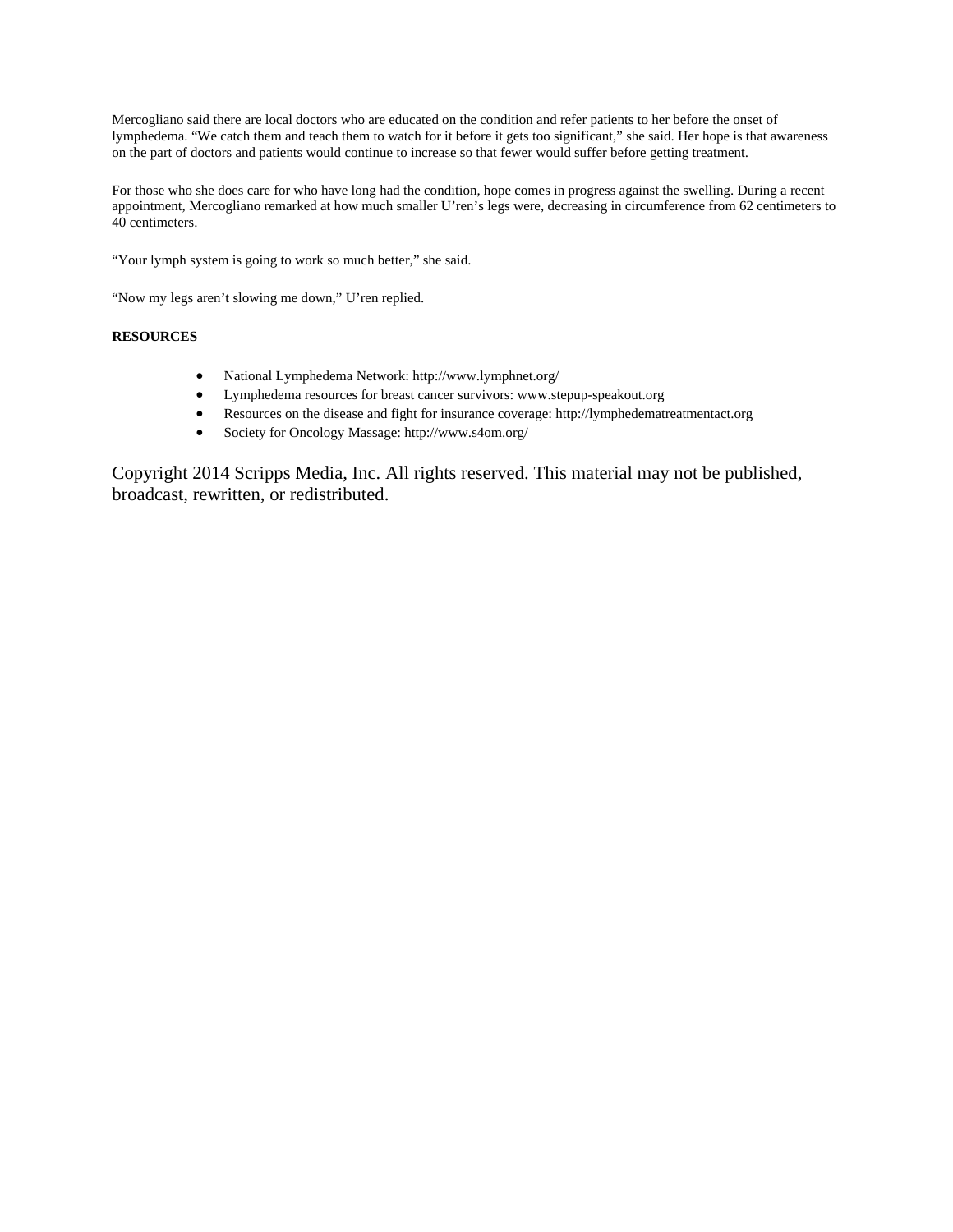Mercogliano said there are local doctors who are educated on the condition and refer patients to her before the onset of lymphedema. “We catch them and teach them to watch for it before it gets too significant,” she said. Her hope is that awareness on the part of doctors and patients would continue to increase so that fewer would suffer before getting treatment.

For those who she does care for who have long had the condition, hope comes in progress against the swelling. During a recent appointment, Mercogliano remarked at how much smaller U’ren’s legs were, decreasing in circumference from 62 centimeters to 40 centimeters.

“Your lymph system is going to work so much better,” she said.

“Now my legs aren’t slowing me down,” U’ren replied.

**RESOURCES**

- National Lymphedema Network: http://www.lymphnet.org/
- Lymphedema resources for breast cancer survivors: www.stepup-speakout.org
- Resources on the disease and fight for insurance coverage: http://lymphedematreatmentact.org
- Society for Oncology Massage: http://www.s4om.org/

Copyright 2014 Scripps Media, Inc. All rights reserved. This material may not be published, broadcast, rewritten, or redistributed.